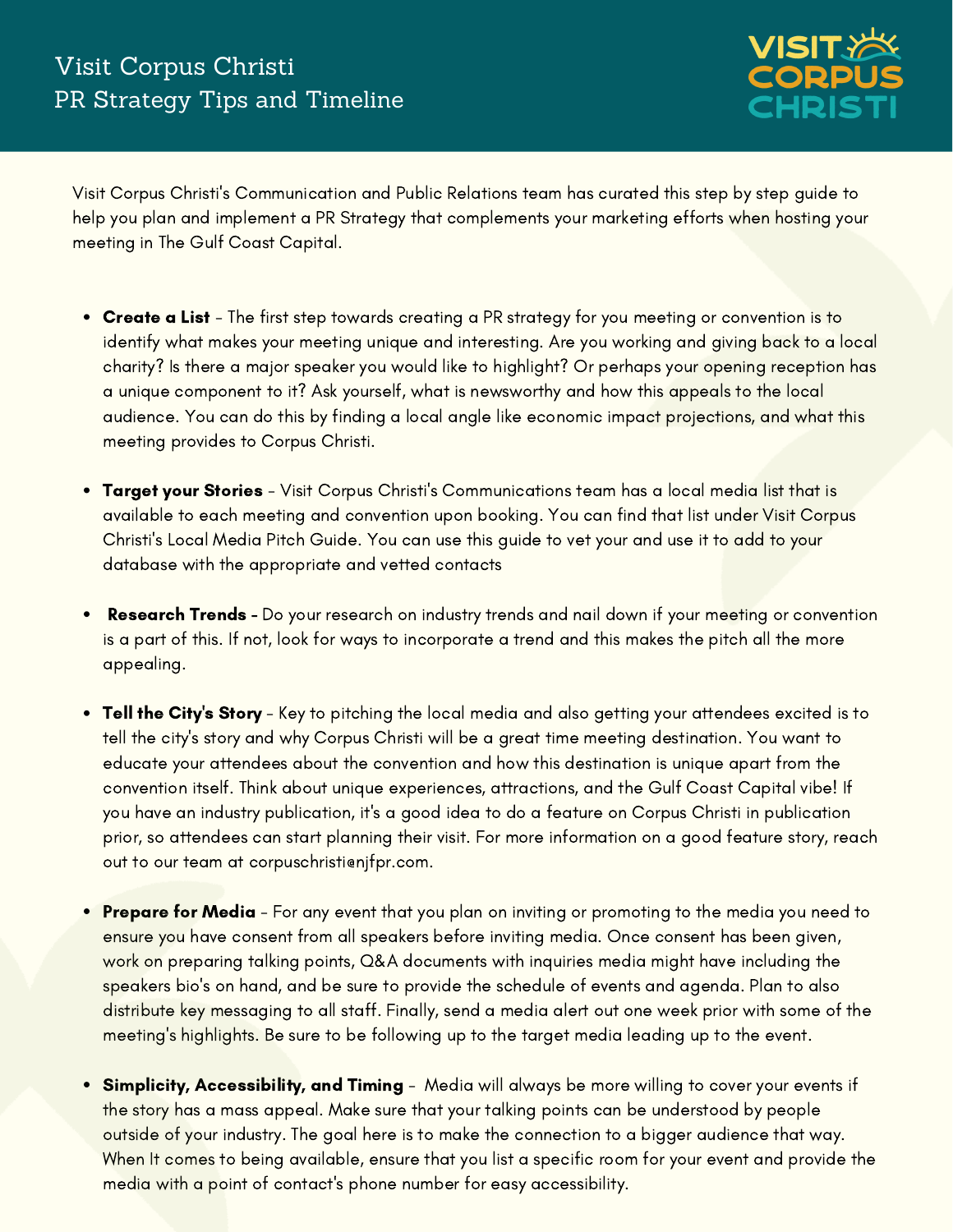# Visit Corpus Christi
## PR Strategy Tips and Timeline

Visit Corpus Christi's Communication and Public Relations team has curated this step by step guide to help you plan and implement a PR Strategy that complements your marketing efforts when hosting your meeting in The Gulf Coast Capital.

- **Create a List** - The first step towards creating a PR strategy for you meeting or convention is to identify what makes your meeting unique and interesting. Are you working and giving back to a local charity? Is there a major speaker you would like to highlight? Or perhaps your opening reception has a unique component to it? Ask yourself, what is newsworthy and how this appeals to the local audience. You can do this by finding a local angle like economic impact projections, and what this meeting provides to Corpus Christi.

- **Target your Stories** - Visit Corpus Christi's Communications team has a local media list that is available to each meeting and convention upon booking. You can find that list under Visit Corpus Christi's Local Media Pitch Guide. You can use this guide to vet your and use it to add to your database with the appropriate and vetted contacts

- **Research Trends** - Do your research on industry trends and nail down if your meeting or convention is a part of this. If not, look for ways to incorporate a trend and this makes the pitch all the more appealing.

- **Tell the City's Story** - Key to pitching the local media and also getting your attendees excited is to tell the city's story and why Corpus Christi will be a great time meeting destination. You want to educate your attendees about the convention and how this destination is unique apart from the convention itself. Think about unique experiences, attractions, and the Gulf Coast Capital vibe! If you have an industry publication, it's a good idea to do a feature on Corpus Christi in publication prior, so attendees can start planning their visit. For more information on a good feature story, reach out to our team at corpuschristi@njfpr.com.

- **Prepare for Media** - For any event that you plan on inviting or promoting to the media you need to ensure you have consent from all speakers before inviting media. Once consent has been given, work on preparing talking points, Q&A documents with inquiries media might have including the speakers bio's on hand, and be sure to provide the schedule of events and agenda. Plan to also distribute key messaging to all staff. Finally, send a media alert out one week prior with some of the meeting's highlights. Be sure to be following up to the target media leading up to the event.

- **Simplicity, Accessibility, and Timing** - Media will always be more willing to cover your events if the story has a mass appeal. Make sure that your talking points can be understood by people outside of your industry. The goal here is to make the connection to a bigger audience that way. When It comes to being available, ensure that you list a specific room for your event and provide the media with a point of contact's phone number for easy accessibility.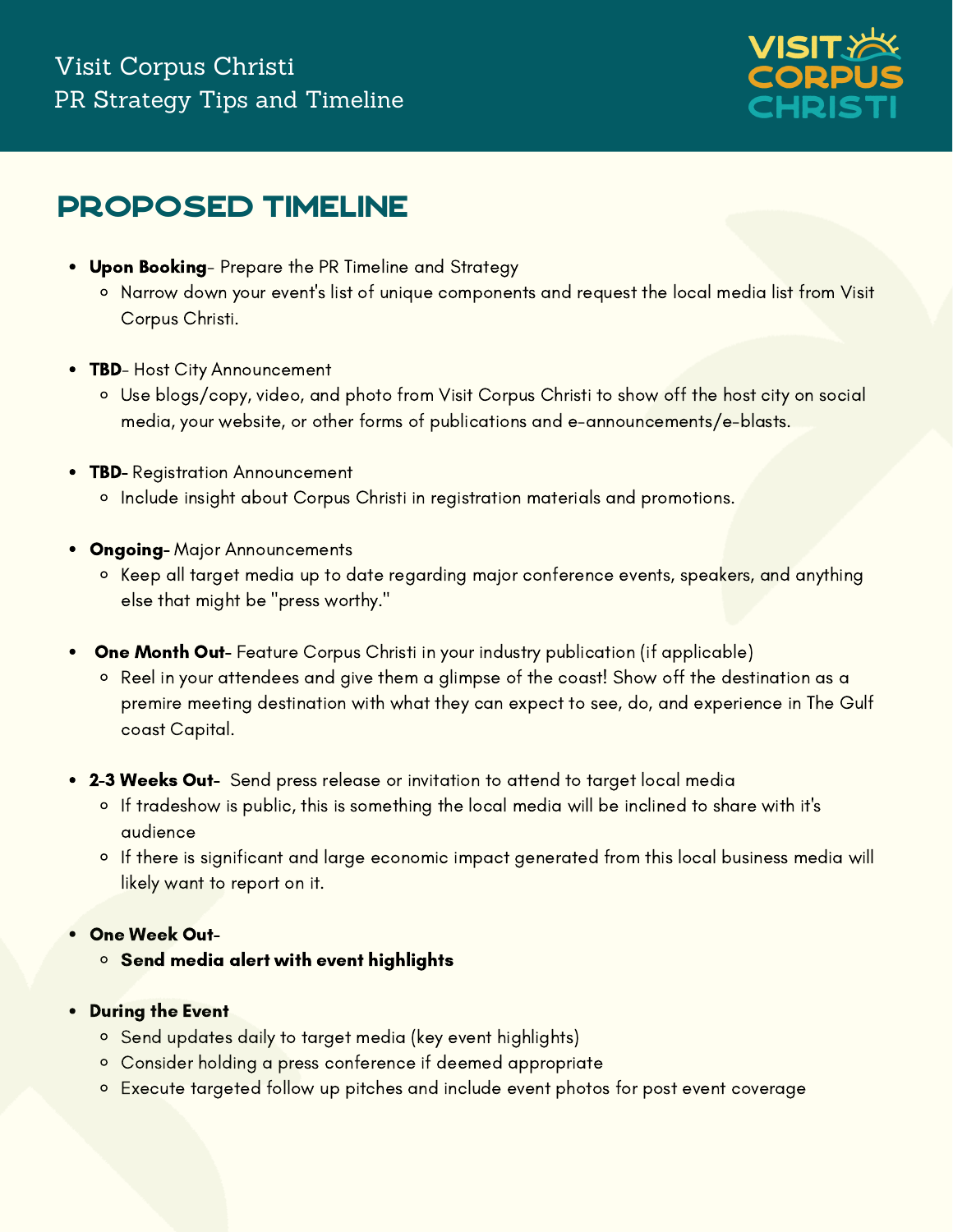Visit Corpus Christi
PR Strategy Tips and Timeline

## PROPOSED TIMELINE

- **Upon Booking**- Prepare the PR Timeline and Strategy
  - Narrow down your event's list of unique components and request the local media list from Visit Corpus Christi.
- **TBD**- Host City Announcement
  - Use blogs/copy, video, and photo from Visit Corpus Christi to show off the host city on social media, your website, or other forms of publications and e-announcements/e-blasts.
- **TBD**- Registration Announcement
  - Include insight about Corpus Christi in registration materials and promotions.
- **Ongoing**- Major Announcements
  - Keep all target media up to date regarding major conference events, speakers, and anything else that might be "press worthy."
- **One Month Out**- Feature Corpus Christi in your industry publication (if applicable)
  - Reel in your attendees and give them a glimpse of the coast! Show off the destination as a premire meeting destination with what they can expect to see, do, and experience in The Gulf coast Capital.
- **2-3 Weeks Out**- Send press release or invitation to attend to target local media
  - If tradeshow is public, this is something the local media will be inclined to share with it's audience
  - If there is significant and large economic impact generated from this local business media will likely want to report on it.
- **One Week Out**-
  - **Send media alert with event highlights**
- **During the Event**
  - Send updates daily to target media (key event highlights)
  - Consider holding a press conference if deemed appropriate
  - Execute targeted follow up pitches and include event photos for post event coverage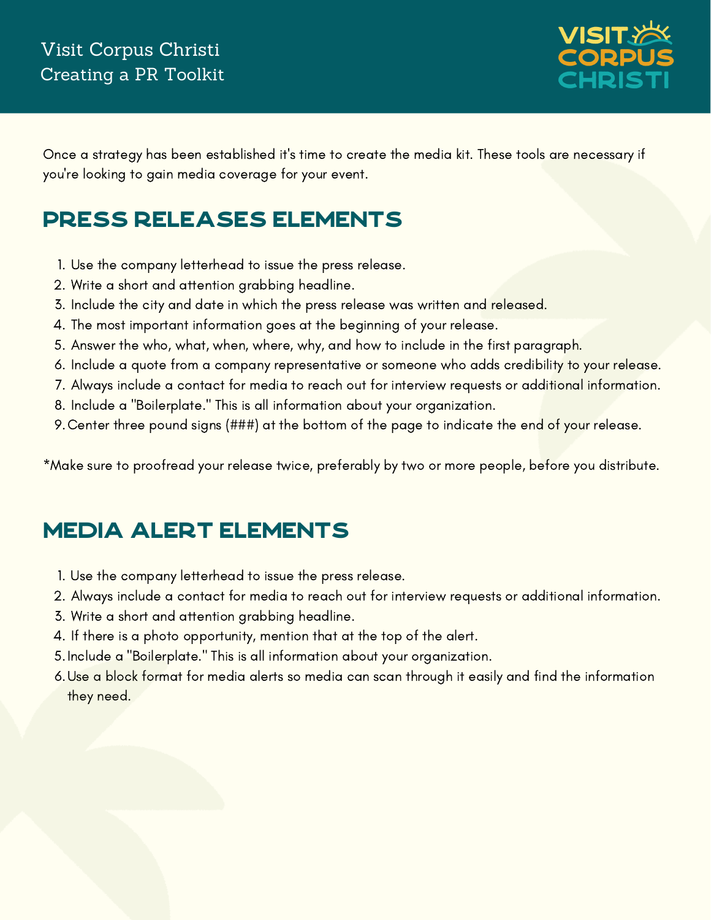Once a strategy has been established it's time to create the media kit. These tools are necessary if you're looking to gain media coverage for your event.

## PRESS RELEASES ELEMENTS

1. Use the company letterhead to issue the press release.
2. Write a short and attention grabbing headline.
3. Include the city and date in which the press release was written and released.
4. The most important information goes at the beginning of your release.
5. Answer the who, what, when, where, why, and how to include in the first paragraph.
6. Include a quote from a company representative or someone who adds credibility to your release.
7. Always include a contact for media to reach out for interview requests or additional information.
8. Include a "Boilerplate." This is all information about your organization.
9. Center three pound signs (###) at the bottom of the page to indicate the end of your release.

*Make sure to proofread your release twice, preferably by two or more people, before you distribute.

## MEDIA ALERT ELEMENTS

1. Use the company letterhead to issue the press release.
2. Always include a contact for media to reach out for interview requests or additional information.
3. Write a short and attention grabbing headline.
4. If there is a photo opportunity, mention that at the top of the alert.
5. Include a "Boilerplate." This is all information about your organization.
6. Use a block format for media alerts so media can scan through it easily and find the information they need.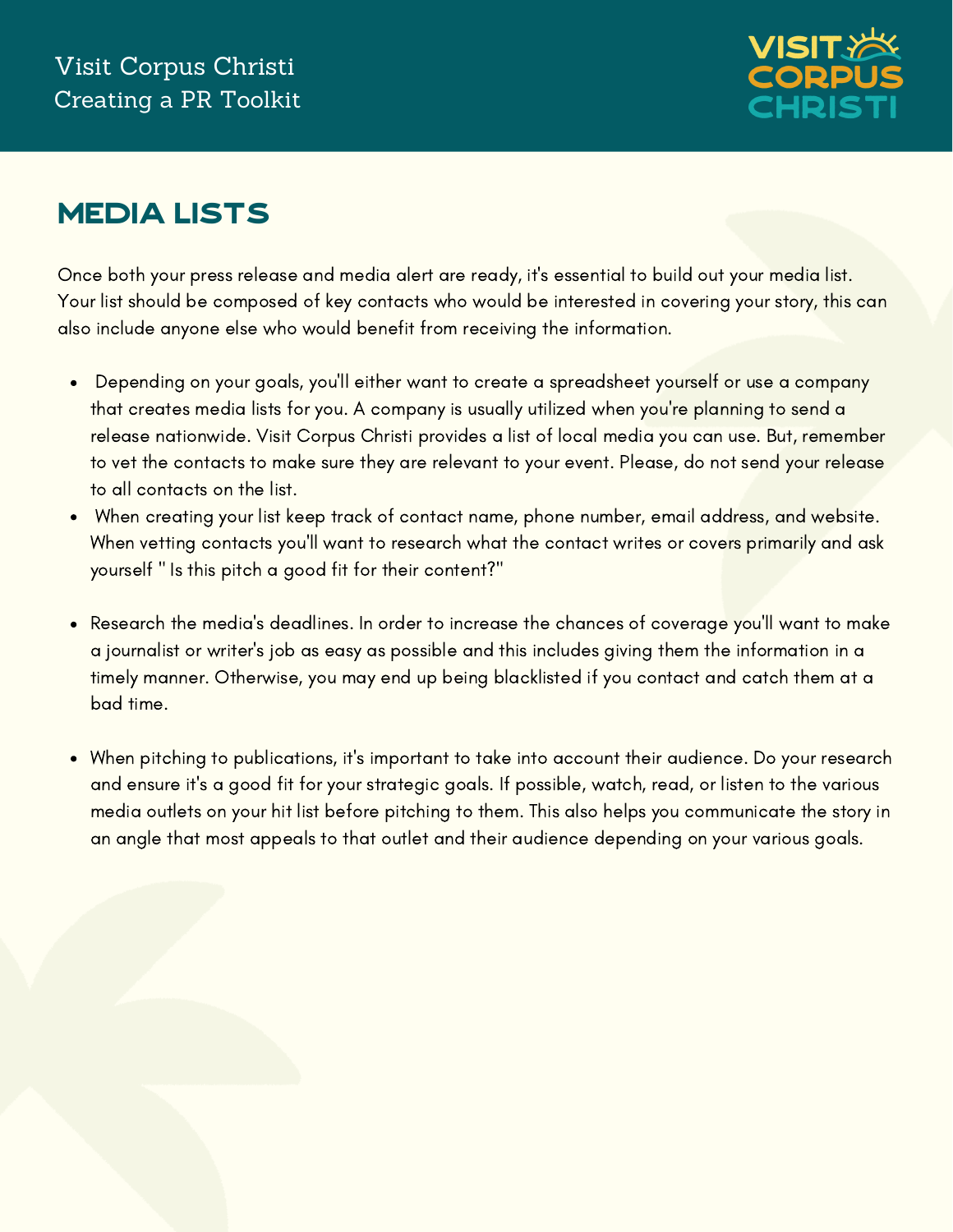## MEDIA LISTS

Once both your press release and media alert are ready, it's essential to build out your media list. Your list should be composed of key contacts who would be interested in covering your story, this can also include anyone else who would benefit from receiving the information.

- Depending on your goals, you'll either want to create a spreadsheet yourself or use a company that creates media lists for you. A company is usually utilized when you're planning to send a release nationwide. Visit Corpus Christi provides a list of local media you can use. But, remember to vet the contacts to make sure they are relevant to your event. Please, do not send your release to all contacts on the list.
- When creating your list keep track of contact name, phone number, email address, and website. When vetting contacts you'll want to research what the contact writes or covers primarily and ask yourself " Is this pitch a good fit for their content?"
- Research the media's deadlines. In order to increase the chances of coverage you'll want to make a journalist or writer's job as easy as possible and this includes giving them the information in a timely manner. Otherwise, you may end up being blacklisted if you contact and catch them at a bad time.
- When pitching to publications, it's important to take into account their audience. Do your research and ensure it's a good fit for your strategic goals. If possible, watch, read, or listen to the various media outlets on your hit list before pitching to them. This also helps you communicate the story in an angle that most appeals to that outlet and their audience depending on your various goals.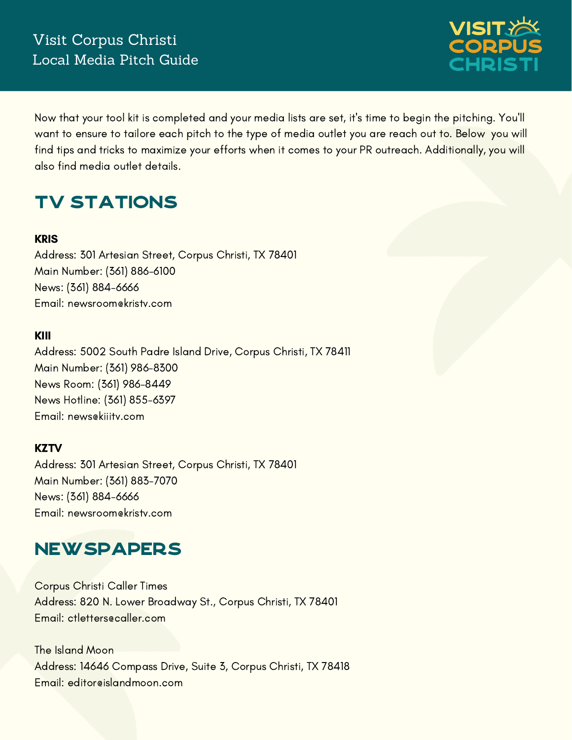Visit Corpus Christi
Local Media Pitch Guide

Now that your tool kit is completed and your media lists are set, it's time to begin the pitching. You'll want to ensure to tailore each pitch to the type of media outlet you are reach out to. Below you will find tips and tricks to maximize your efforts when it comes to your PR outreach. Additionally, you will also find media outlet details.

## TV STATIONS

**KRIS**
Address: 301 Artesian Street, Corpus Christi, TX 78401
Main Number: (361) 886-6100
News: (361) 884-6666
Email: newsroom@kristv.com

**KIII**
Address: 5002 South Padre Island Drive, Corpus Christi, TX 78411
Main Number: (361) 986-8300
News Room: (361) 986-8449
News Hotline: (361) 855-6397
Email: news@kiiitv.com

**KZTV**
Address: 301 Artesian Street, Corpus Christi, TX 78401
Main Number: (361) 883-7070
News: (361) 884-6666
Email: newsroom@kristv.com

## NEWSPAPERS

Corpus Christi Caller Times
Address: 820 N. Lower Broadway St., Corpus Christi, TX 78401
Email: ctletters@caller.com

The Island Moon
Address: 14646 Compass Drive, Suite 3, Corpus Christi, TX 78418
Email: editor@islandmoon.com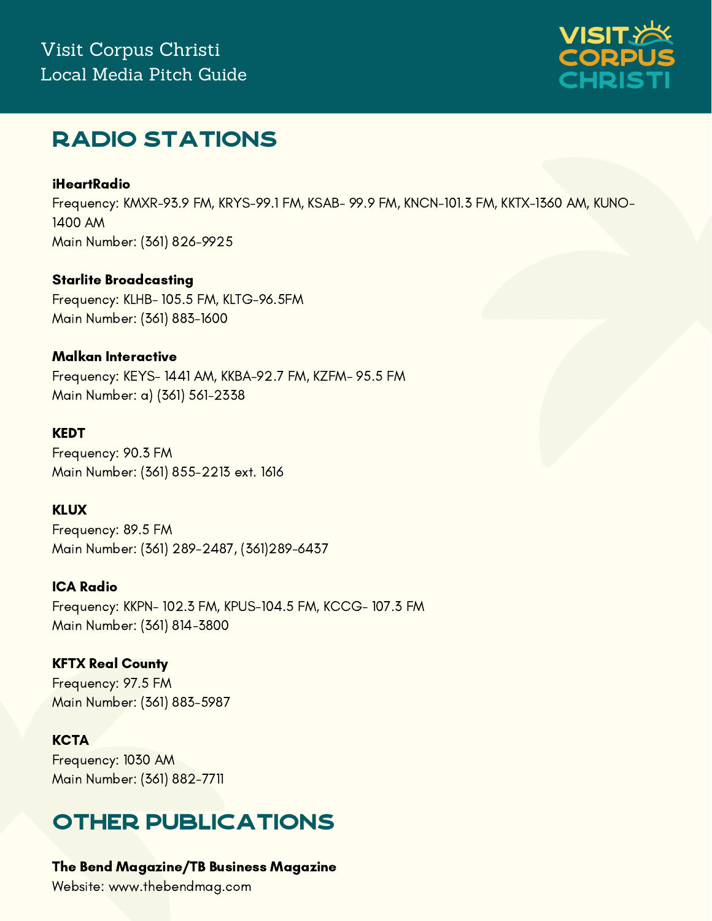Visit Corpus Christi
Local Media Pitch Guide

## RADIO STATIONS

**iHeartRadio**
Frequency: KMXR-93.9 FM, KRYS-99.1 FM, KSAB- 99.9 FM, KNCN-101.3 FM, KKTX-1360 AM, KUNO-1400 AM
Main Number: (361) 826-9925

**Starlite Broadcasting**
Frequency: KLHB- 105.5 FM, KLTG-96.5FM
Main Number: (361) 883-1600

**Malkan Interactive**
Frequency: KEYS- 1441 AM, KKBA-92.7 FM, KZFM- 95.5 FM
Main Number: a) (361) 561-2338

**KEDT**
Frequency: 90.3 FM
Main Number: (361) 855-2213 ext. 1616

**KLUX**
Frequency: 89.5 FM
Main Number: (361) 289-2487, (361)289-6437

**ICA Radio**
Frequency: KKPN- 102.3 FM, KPUS-104.5 FM, KCCG- 107.3 FM
Main Number: (361) 814-3800

**KFTX Real County**
Frequency: 97.5 FM
Main Number: (361) 883-5987

**KCTA**
Frequency: 1030 AM
Main Number: (361) 882-7711

## OTHER PUBLICATIONS

**The Bend Magazine/TB Business Magazine**
Website: www.thebendmag.com